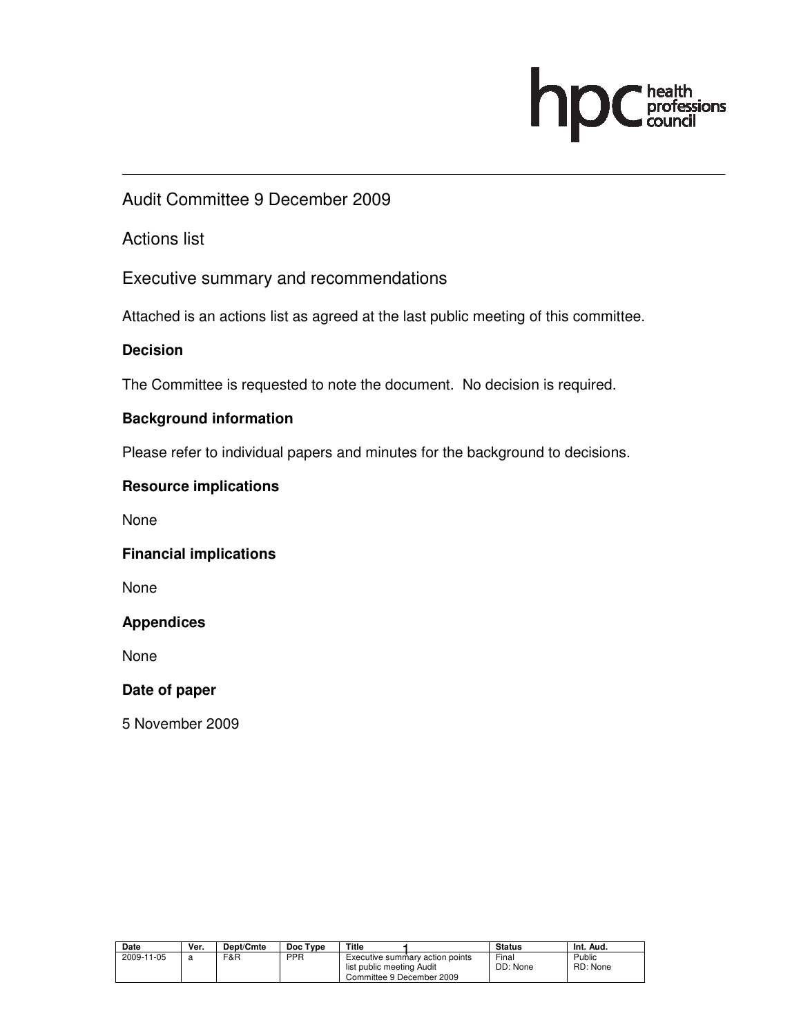Audit Committee 9 December 2009

Actions list

Executive summary and recommendations

Attached is an actions list as agreed at the last public meeting of this committee.

**Decision**

The Committee is requested to note the document. No decision is required.

**Background information**

Please refer to individual papers and minutes for the background to decisions.

**Resource implications**

None

**Financial implications**

None

**Appendices**

None

**Date of paper**

5 November 2009

| Date | Ver. | Dept/Cmte | Doc Type | Title | Status | Int. Aud. |
|---|---|---|---|---|---|---|
| 2009-11-05 | a | F&R | PPR | Executive summary action points list public meeting Audit Committee 9 December 2009 | Final DD: None | Public RD: None |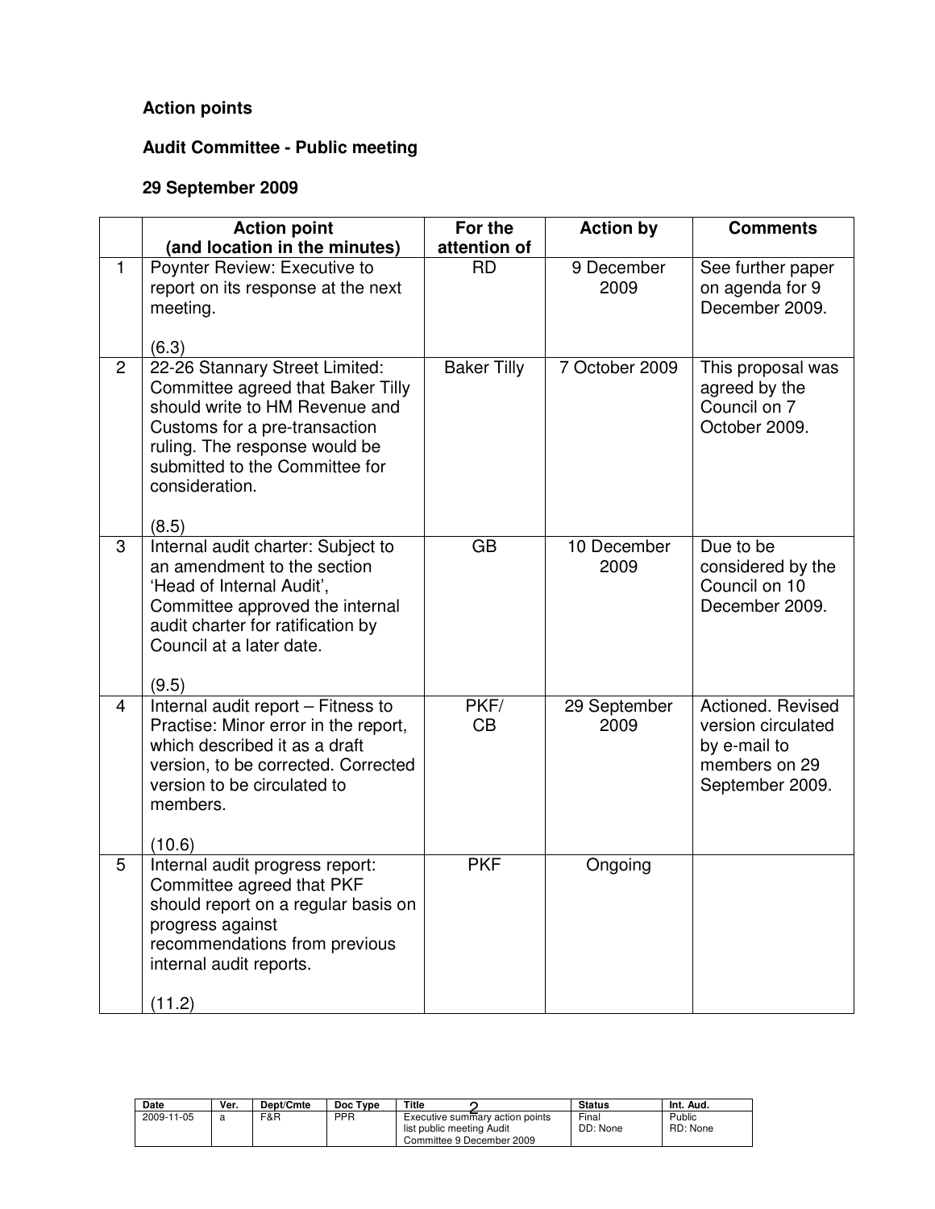**Action points**

**Audit Committee - Public meeting**

**29 September 2009**

| | Action point (and location in the minutes) | For the attention of | Action by | Comments |
|---|---|---|---|---|
| 1 | Poynter Review: Executive to report on its response at the next meeting. (6.3) | RD | 9 December 2009 | See further paper on agenda for 9 December 2009. |
| 2 | 22-26 Stannary Street Limited: Committee agreed that Baker Tilly should write to HM Revenue and Customs for a pre-transaction ruling. The response would be submitted to the Committee for consideration. (8.5) | Baker Tilly | 7 October 2009 | This proposal was agreed by the Council on 7 October 2009. |
| 3 | Internal audit charter: Subject to an amendment to the section 'Head of Internal Audit', Committee approved the internal audit charter for ratification by Council at a later date. (9.5) | GB | 10 December 2009 | Due to be considered by the Council on 10 December 2009. |
| 4 | Internal audit report – Fitness to Practise: Minor error in the report, which described it as a draft version, to be corrected. Corrected version to be circulated to members. (10.6) | PKF/ CB | 29 September 2009 | Actioned. Revised version circulated by e-mail to members on 29 September 2009. |
| 5 | Internal audit progress report: Committee agreed that PKF should report on a regular basis on progress against recommendations from previous internal audit reports. (11.2) | PKF | Ongoing | |